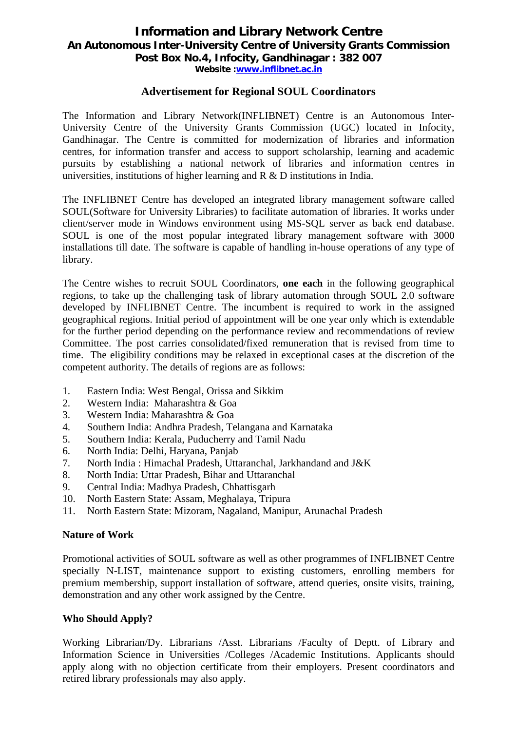# Information and Library Network Centre

## An Autonomous Inter-University Centre of University Grants Commission

## Post Box No.4, Infocity, Gandhinagar : 382 007

**Website :[www.inflibnet.ac.in](http://www.inflibnet.ac.in)**

## Advertisement for Regional SOUL Coordinators

The Information and Library Network(INFLIBNET) Centre is an Autonomous Inter-University Centre of the University Grants Commission (UGC) located in Infocity, Gandhinagar. The Centre is committed for modernization of libraries and information centres, for information transfer and access to support scholarship, learning and academic pursuits by establishing a national network of libraries and information centres in universities, institutions of higher learning and R & D institutions in India.

The INFLIBNET Centre has developed an integrated library management software called SOUL(Software for University Libraries) to facilitate automation of libraries. It works under client/server mode in Windows environment using MS-SQL server as back end database. SOUL is one of the most popular integrated library management software with 3000 installations till date. The software is capable of handling in-house operations of any type of library.

The Centre wishes to recruit SOUL Coordinators, **one each** in the following geographical regions, to take up the challenging task of library automation through SOUL 2.0 software developed by INFLIBNET Centre. The incumbent is required to work in the assigned geographical regions. Initial period of appointment will be one year only which is extendable for the further period depending on the performance review and recommendations of review Committee. The post carries consolidated/fixed remuneration that is revised from time to time. The eligibility conditions may be relaxed in exceptional cases at the discretion of the competent authority. The details of regions are as follows:

1. Eastern India: West Bengal, Orissa and Sikkim
2. Western India: Maharashtra & Goa
3. Western India: Maharashtra & Goa
4. Southern India: Andhra Pradesh, Telangana and Karnataka
5. Southern India: Kerala, Puducherry and Tamil Nadu
6. North India: Delhi, Haryana, Panjab
7. North India : Himachal Pradesh, Uttaranchal, Jharkhandand and J&K
8. North India: Uttar Pradesh, Bihar and Uttaranchal
9. Central India: Madhya Pradesh, Chhattisgarh
10. North Eastern State: Assam, Meghalaya, Tripura
11. North Eastern State: Mizoram, Nagaland, Manipur, Arunachal Pradesh

### Nature of Work

Promotional activities of SOUL software as well as other programmes of INFLIBNET Centre specially N-LIST, maintenance support to existing customers, enrolling members for premium membership, support installation of software, attend queries, onsite visits, training, demonstration and any other work assigned by the Centre.

### Who Should Apply?

Working Librarian/Dy. Librarians /Asst. Librarians /Faculty of Deptt. of Library and Information Science in Universities /Colleges /Academic Institutions. Applicants should apply along with no objection certificate from their employers. Present coordinators and retired library professionals may also apply.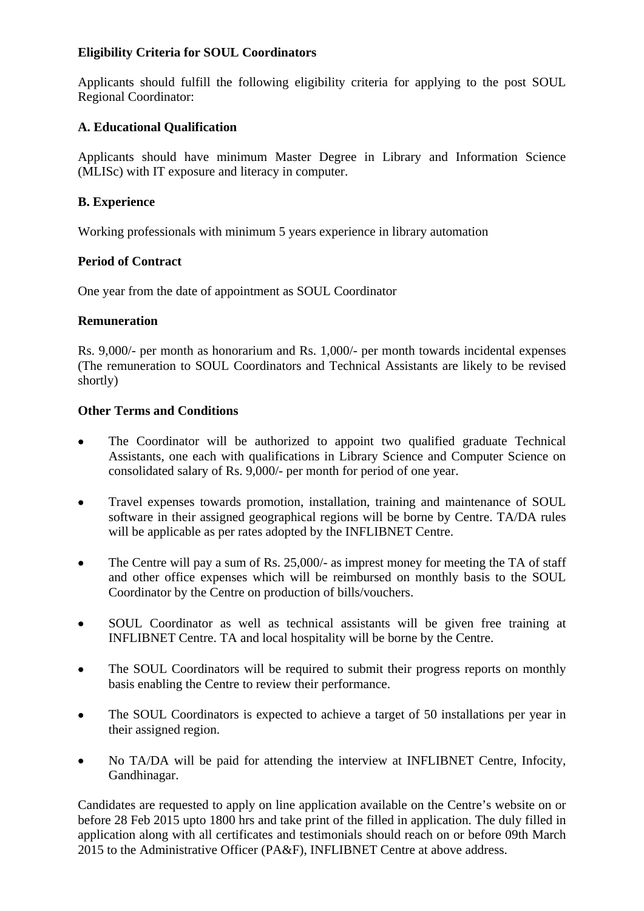**Eligibility Criteria for SOUL Coordinators**

Applicants should fulfill the following eligibility criteria for applying to the post SOUL Regional Coordinator:

**A. Educational Qualification**

Applicants should have minimum Master Degree in Library and Information Science (MLISc) with IT exposure and literacy in computer.

**B. Experience**

Working professionals with minimum 5 years experience in library automation

**Period of Contract**

One year from the date of appointment as SOUL Coordinator

**Remuneration**

Rs. 9,000/- per month as honorarium and Rs. 1,000/- per month towards incidental expenses (The remuneration to SOUL Coordinators and Technical Assistants are likely to be revised shortly)

**Other Terms and Conditions**

- The Coordinator will be authorized to appoint two qualified graduate Technical Assistants, one each with qualifications in Library Science and Computer Science on consolidated salary of Rs. 9,000/- per month for period of one year.
- Travel expenses towards promotion, installation, training and maintenance of SOUL software in their assigned geographical regions will be borne by Centre. TA/DA rules will be applicable as per rates adopted by the INFLIBNET Centre.
- The Centre will pay a sum of Rs. 25,000/- as imprest money for meeting the TA of staff and other office expenses which will be reimbursed on monthly basis to the SOUL Coordinator by the Centre on production of bills/vouchers.
- SOUL Coordinator as well as technical assistants will be given free training at INFLIBNET Centre. TA and local hospitality will be borne by the Centre.
- The SOUL Coordinators will be required to submit their progress reports on monthly basis enabling the Centre to review their performance.
- The SOUL Coordinators is expected to achieve a target of 50 installations per year in their assigned region.
- No TA/DA will be paid for attending the interview at INFLIBNET Centre, Infocity, Gandhinagar.

Candidates are requested to apply on line application available on the Centre's website on or before 28 Feb 2015 upto 1800 hrs and take print of the filled in application. The duly filled in application along with all certificates and testimonials should reach on or before 09th March 2015 to the Administrative Officer (PA&F), INFLIBNET Centre at above address.